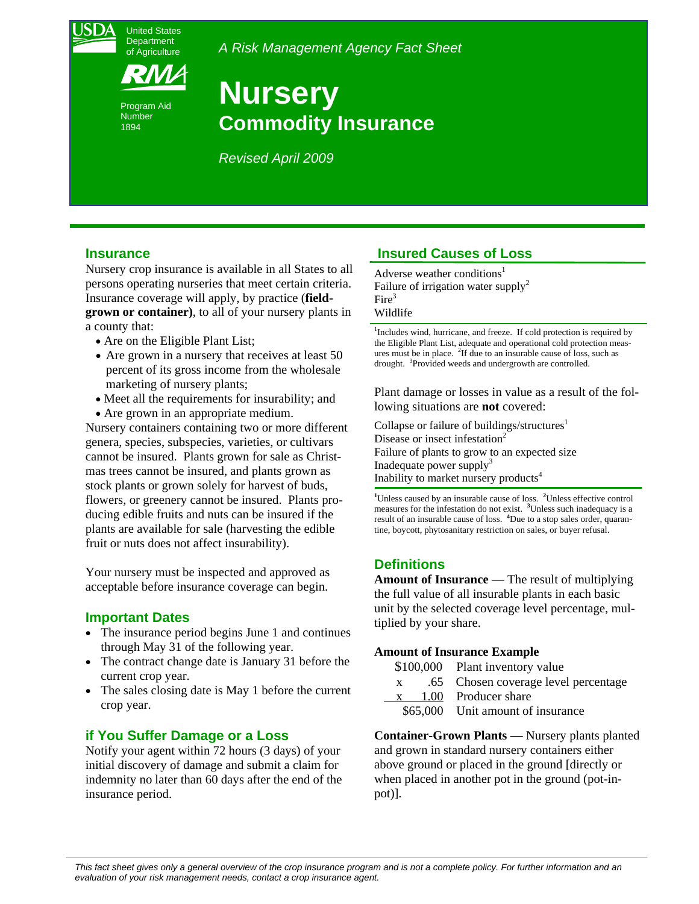United States Department of Agriculture

Program Aid Number 1894

*A Risk Management Agency Fact Sheet*

# Nursery
## Commodity Insurance

*Revised April 2009*

## Insurance

Nursery crop insurance is available in all States to all persons operating nurseries that meet certain criteria. Insurance coverage will apply, by practice (**field-grown or container)**, to all of your nursery plants in a county that:

- Are on the Eligible Plant List;
- Are grown in a nursery that receives at least 50 percent of its gross income from the wholesale marketing of nursery plants;
- Meet all the requirements for insurability; and
- Are grown in an appropriate medium.

Nursery containers containing two or more different genera, species, subspecies, varieties, or cultivars cannot be insured. Plants grown for sale as Christmas trees cannot be insured, and plants grown as stock plants or grown solely for harvest of buds, flowers, or greenery cannot be insured. Plants producing edible fruits and nuts can be insured if the plants are available for sale (harvesting the edible fruit or nuts does not affect insurability).

Your nursery must be inspected and approved as acceptable before insurance coverage can begin.

## Important Dates

- The insurance period begins June 1 and continues through May 31 of the following year.
- The contract change date is January 31 before the current crop year.
- The sales closing date is May 1 before the current crop year.

## if You Suffer Damage or a Loss

Notify your agent within 72 hours (3 days) of your initial discovery of damage and submit a claim for indemnity no later than 60 days after the end of the insurance period.

## Insured Causes of Loss

Adverse weather conditions[1]
Failure of irrigation water supply[2]
Fire[3]
Wildlife

[1]Includes wind, hurricane, and freeze. If cold protection is required by the Eligible Plant List, adequate and operational cold protection measures must be in place. [2]If due to an insurable cause of loss, such as drought. [3]Provided weeds and undergrowth are controlled.

Plant damage or losses in value as a result of the following situations are **not** covered:

Collapse or failure of buildings/structures[1]
Disease or insect infestation[2]
Failure of plants to grow to an expected size
Inadequate power supply[3]
Inability to market nursery products[4]

**[1]**Unless caused by an insurable cause of loss. **[2]**Unless effective control measures for the infestation do not exist. **[3]**Unless such inadequacy is a result of an insurable cause of loss. **[4]**Due to a stop sales order, quarantine, boycott, phytosanitary restriction on sales, or buyer refusal.

## Definitions

**Amount of Insurance** — The result of multiplying the full value of all insurable plants in each basic unit by the selected coverage level percentage, multiplied by your share.

**Amount of Insurance Example**

| | |
|---|---|
| $100,000 | Plant inventory value |
| x .65 | Chosen coverage level percentage |
| x 1.00 | Producer share |
| $65,000 | Unit amount of insurance |

**Container-Grown Plants —** Nursery plants planted and grown in standard nursery containers either above ground or placed in the ground [directly or when placed in another pot in the ground (pot-in-pot)].

*This fact sheet gives only a general overview of the crop insurance program and is not a complete policy. For further information and an evaluation of your risk management needs, contact a crop insurance agent.*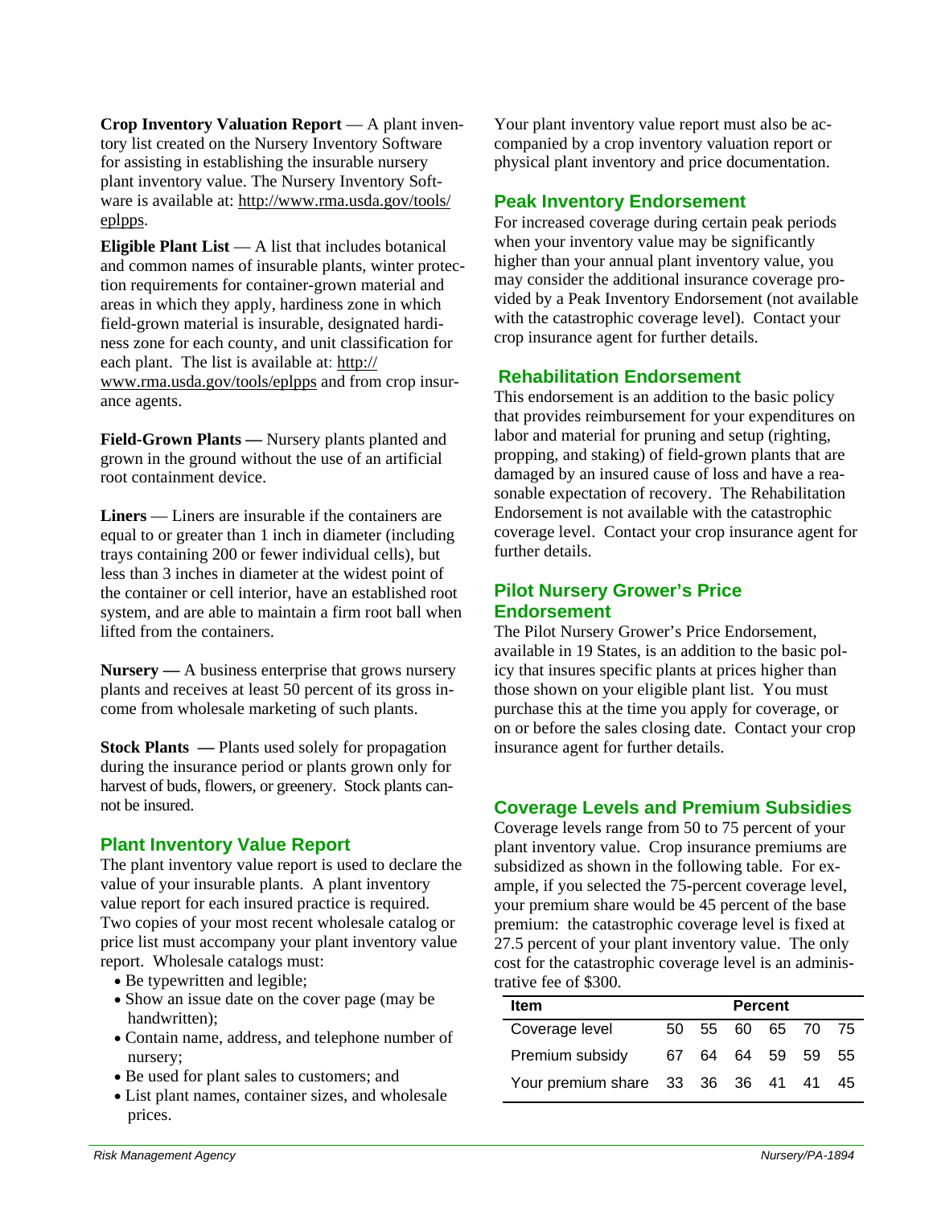**Crop Inventory Valuation Report** — A plant inventory list created on the Nursery Inventory Software for assisting in establishing the insurable nursery plant inventory value. The Nursery Inventory Software is available at: http://www.rma.usda.gov/tools/eplpps.

**Eligible Plant List** — A list that includes botanical and common names of insurable plants, winter protection requirements for container-grown material and areas in which they apply, hardiness zone in which field-grown material is insurable, designated hardiness zone for each county, and unit classification for each plant. The list is available at: http://www.rma.usda.gov/tools/eplpps and from crop insurance agents.

**Field-Grown Plants —** Nursery plants planted and grown in the ground without the use of an artificial root containment device.

**Liners** — Liners are insurable if the containers are equal to or greater than 1 inch in diameter (including trays containing 200 or fewer individual cells), but less than 3 inches in diameter at the widest point of the container or cell interior, have an established root system, and are able to maintain a firm root ball when lifted from the containers.

**Nursery —** A business enterprise that grows nursery plants and receives at least 50 percent of its gross income from wholesale marketing of such plants.

**Stock Plants —** Plants used solely for propagation during the insurance period or plants grown only for harvest of buds, flowers, or greenery. Stock plants cannot be insured.

## Plant Inventory Value Report

The plant inventory value report is used to declare the value of your insurable plants. A plant inventory value report for each insured practice is required. Two copies of your most recent wholesale catalog or price list must accompany your plant inventory value report. Wholesale catalogs must:

- Be typewritten and legible;
- Show an issue date on the cover page (may be handwritten);
- Contain name, address, and telephone number of nursery;
- Be used for plant sales to customers; and
- List plant names, container sizes, and wholesale prices.

Your plant inventory value report must also be accompanied by a crop inventory valuation report or physical plant inventory and price documentation.

## Peak Inventory Endorsement

For increased coverage during certain peak periods when your inventory value may be significantly higher than your annual plant inventory value, you may consider the additional insurance coverage provided by a Peak Inventory Endorsement (not available with the catastrophic coverage level). Contact your crop insurance agent for further details.

## Rehabilitation Endorsement

This endorsement is an addition to the basic policy that provides reimbursement for your expenditures on labor and material for pruning and setup (righting, propping, and staking) of field-grown plants that are damaged by an insured cause of loss and have a reasonable expectation of recovery. The Rehabilitation Endorsement is not available with the catastrophic coverage level. Contact your crop insurance agent for further details.

## Pilot Nursery Grower's Price Endorsement

The Pilot Nursery Grower's Price Endorsement, available in 19 States, is an addition to the basic policy that insures specific plants at prices higher than those shown on your eligible plant list. You must purchase this at the time you apply for coverage, or on or before the sales closing date. Contact your crop insurance agent for further details.

## Coverage Levels and Premium Subsidies

Coverage levels range from 50 to 75 percent of your plant inventory value. Crop insurance premiums are subsidized as shown in the following table. For example, if you selected the 75-percent coverage level, your premium share would be 45 percent of the base premium: the catastrophic coverage level is fixed at 27.5 percent of your plant inventory value. The only cost for the catastrophic coverage level is an administrative fee of $300.

| Item | Percent | | | | | |
|---|---|---|---|---|---|---|
| Coverage level | 50 | 55 | 60 | 65 | 70 | 75 |
| Premium subsidy | 67 | 64 | 64 | 59 | 59 | 55 |
| Your premium share | 33 | 36 | 36 | 41 | 41 | 45 |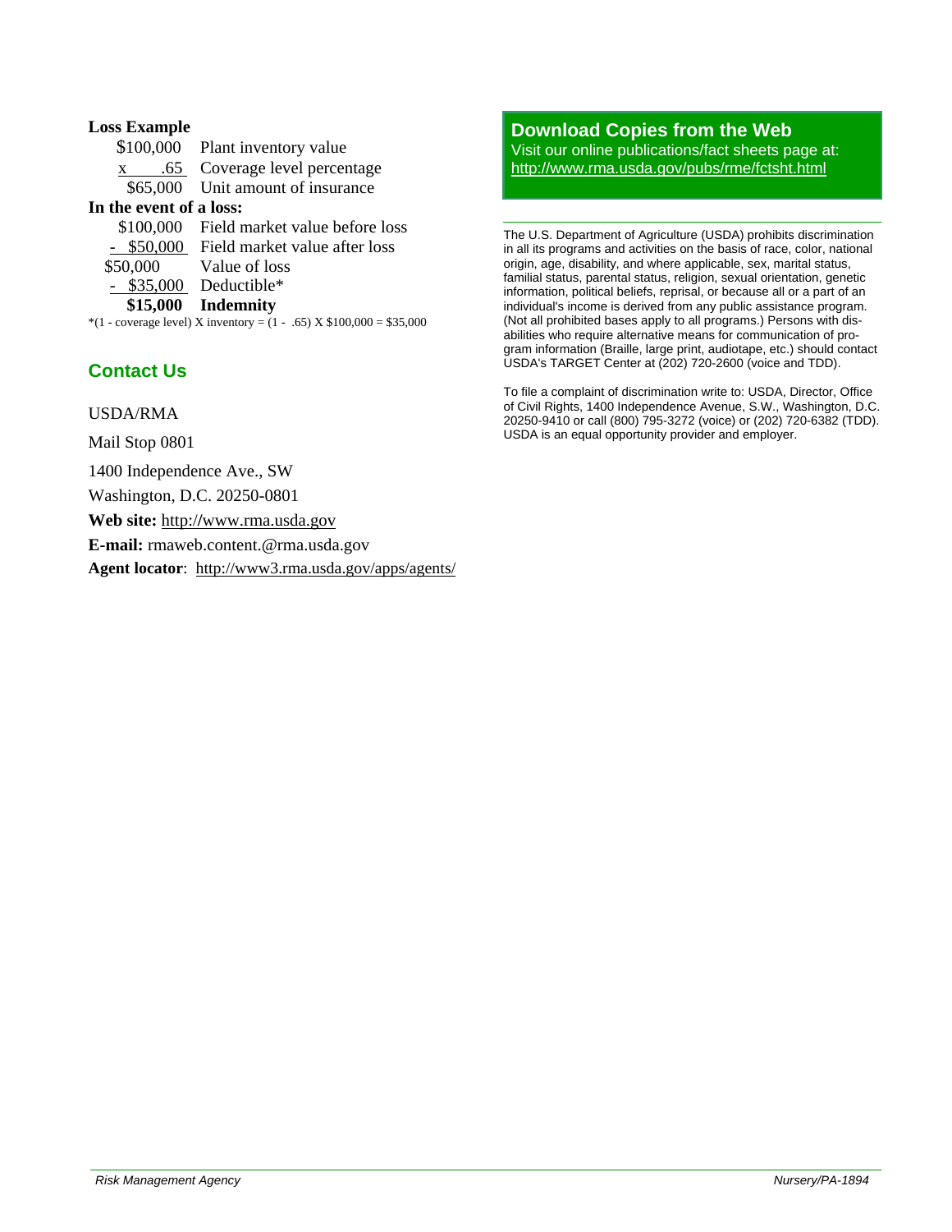**Loss Example**

| | |
|---|---|
| $100,000 | Plant inventory value |
| x .65 | Coverage level percentage |
| $65,000 | Unit amount of insurance |

**In the event of a loss:**

| | |
|---|---|
| $100,000 | Field market value before loss |
| - $50,000 | Field market value after loss |
| $50,000 | Value of loss |
| - $35,000 | Deductible* |
| **$15,000** | **Indemnity** |

*(1 - coverage level) X inventory = (1 - .65) X $100,000 = $35,000

## Contact Us

USDA/RMA

Mail Stop 0801

1400 Independence Ave., SW

Washington, D.C. 20250-0801

**Web site:** http://www.rma.usda.gov

**E-mail:** rmaweb.content.@rma.usda.gov

**Agent locator**: http://www3.rma.usda.gov/apps/agents/

## Download Copies from the Web

Visit our online publications/fact sheets page at:
http://www.rma.usda.gov/pubs/rme/fctsht.html

The U.S. Department of Agriculture (USDA) prohibits discrimination in all its programs and activities on the basis of race, color, national origin, age, disability, and where applicable, sex, marital status, familial status, parental status, religion, sexual orientation, genetic information, political beliefs, reprisal, or because all or a part of an individual's income is derived from any public assistance program. (Not all prohibited bases apply to all programs.) Persons with disabilities who require alternative means for communication of program information (Braille, large print, audiotape, etc.) should contact USDA's TARGET Center at (202) 720-2600 (voice and TDD).

To file a complaint of discrimination write to: USDA, Director, Office of Civil Rights, 1400 Independence Avenue, S.W., Washington, D.C. 20250-9410 or call (800) 795-3272 (voice) or (202) 720-6382 (TDD). USDA is an equal opportunity provider and employer.